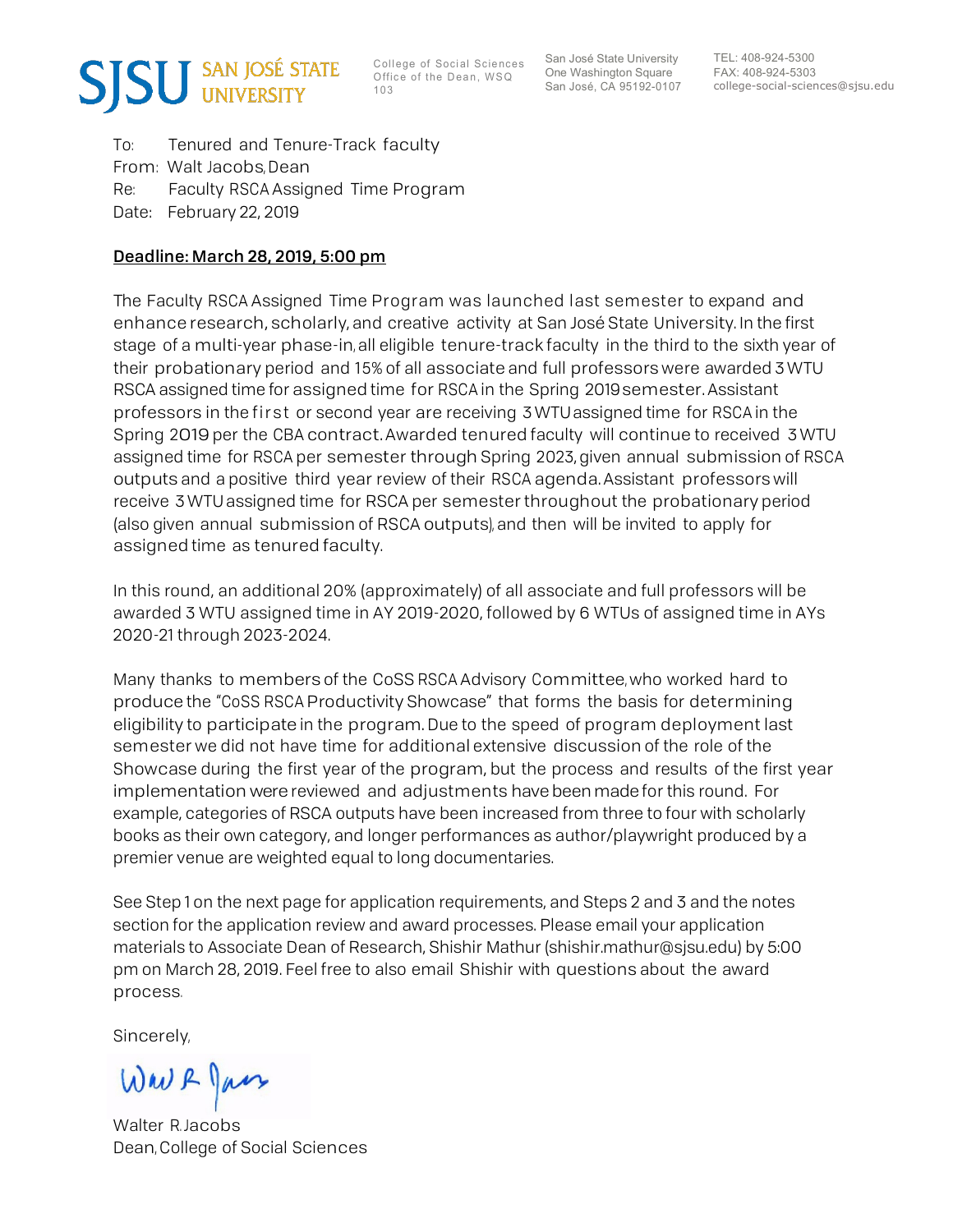SJSU SAN JOSÉ STATE UNIVERSITY

College of Social Sciences
Office of the Dean, WSQ 103

San José State University
One Washington Square
San José, CA 95192-0107

TEL: 408-924-5300
FAX: 408-924-5303
college-social-sciences@sjsu.edu

To: Tenured and Tenure-Track faculty
From: Walt Jacobs, Dean
Re: Faculty RSCA Assigned Time Program
Date: February 22, 2019

**Deadline: March 28, 2019, 5:00 pm**

The Faculty RSCA Assigned Time Program was launched last semester to expand and enhance research, scholarly, and creative activity at San José State University. In the first stage of a multi-year phase-in, all eligible tenure-track faculty in the third to the sixth year of their probationary period and 15% of all associate and full professors were awarded 3 WTU RSCA assigned time for assigned time for RSCA in the Spring 2019 semester. Assistant professors in the first or second year are receiving 3 WTU assigned time for RSCA in the Spring 2019 per the CBA contract. Awarded tenured faculty will continue to received 3 WTU assigned time for RSCA per semester through Spring 2023, given annual submission of RSCA outputs and a positive third year review of their RSCA agenda. Assistant professors will receive 3 WTU assigned time for RSCA per semester throughout the probationary period (also given annual submission of RSCA outputs), and then will be invited to apply for assigned time as tenured faculty.

In this round, an additional 20% (approximately) of all associate and full professors will be awarded 3 WTU assigned time in AY 2019-2020, followed by 6 WTUs of assigned time in AYs 2020-21 through 2023-2024.

Many thanks to members of the CoSS RSCA Advisory Committee, who worked hard to produce the "CoSS RSCA Productivity Showcase" that forms the basis for determining eligibility to participate in the program. Due to the speed of program deployment last semester we did not have time for additional extensive discussion of the role of the Showcase during the first year of the program, but the process and results of the first year implementation were reviewed and adjustments have been made for this round. For example, categories of RSCA outputs have been increased from three to four with scholarly books as their own category, and longer performances as author/playwright produced by a premier venue are weighted equal to long documentaries.

See Step 1 on the next page for application requirements, and Steps 2 and 3 and the notes section for the application review and award processes. Please email your application materials to Associate Dean of Research, Shishir Mathur (shishir.mathur@sjsu.edu) by 5:00 pm on March 28, 2019. Feel free to also email Shishir with questions about the award process.

Sincerely,

Walter R. Jacobs
Dean, College of Social Sciences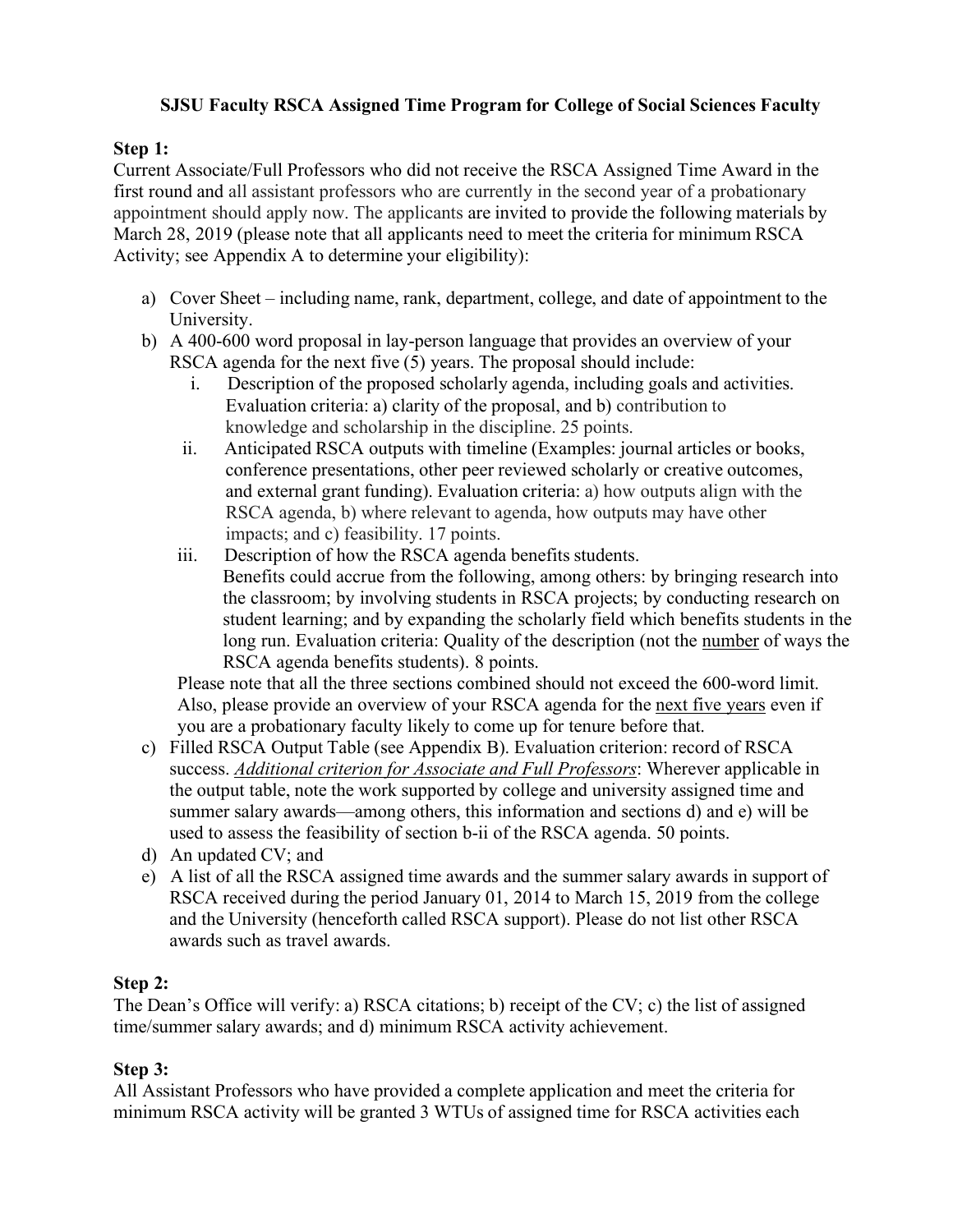### SJSU Faculty RSCA Assigned Time Program for College of Social Sciences Faculty

**Step 1:**

Current Associate/Full Professors who did not receive the RSCA Assigned Time Award in the first round and all assistant professors who are currently in the second year of a probationary appointment should apply now. The applicants are invited to provide the following materials by March 28, 2019 (please note that all applicants need to meet the criteria for minimum RSCA Activity; see Appendix A to determine your eligibility):

a) Cover Sheet – including name, rank, department, college, and date of appointment to the University.
b) A 400-600 word proposal in lay-person language that provides an overview of your RSCA agenda for the next five (5) years. The proposal should include:
   i. Description of the proposed scholarly agenda, including goals and activities. Evaluation criteria: a) clarity of the proposal, and b) contribution to knowledge and scholarship in the discipline. 25 points.
   ii. Anticipated RSCA outputs with timeline (Examples: journal articles or books, conference presentations, other peer reviewed scholarly or creative outcomes, and external grant funding). Evaluation criteria: a) how outputs align with the RSCA agenda, b) where relevant to agenda, how outputs may have other impacts; and c) feasibility. 17 points.
   iii. Description of how the RSCA agenda benefits students. Benefits could accrue from the following, among others: by bringing research into the classroom; by involving students in RSCA projects; by conducting research on student learning; and by expanding the scholarly field which benefits students in the long run. Evaluation criteria: Quality of the description (not the <u>number</u> of ways the RSCA agenda benefits students). 8 points.

   Please note that all the three sections combined should not exceed the 600-word limit. Also, please provide an overview of your RSCA agenda for the <u>next five years</u> even if you are a probationary faculty likely to come up for tenure before that.
c) Filled RSCA Output Table (see Appendix B). Evaluation criterion: record of RSCA success. <u>*Additional criterion for Associate and Full Professors*</u>: Wherever applicable in the output table, note the work supported by college and university assigned time and summer salary awards—among others, this information and sections d) and e) will be used to assess the feasibility of section b-ii of the RSCA agenda. 50 points.
d) An updated CV; and
e) A list of all the RSCA assigned time awards and the summer salary awards in support of RSCA received during the period January 01, 2014 to March 15, 2019 from the college and the University (henceforth called RSCA support). Please do not list other RSCA awards such as travel awards.

**Step 2:**

The Dean's Office will verify: a) RSCA citations; b) receipt of the CV; c) the list of assigned time/summer salary awards; and d) minimum RSCA activity achievement.

**Step 3:**

All Assistant Professors who have provided a complete application and meet the criteria for minimum RSCA activity will be granted 3 WTUs of assigned time for RSCA activities each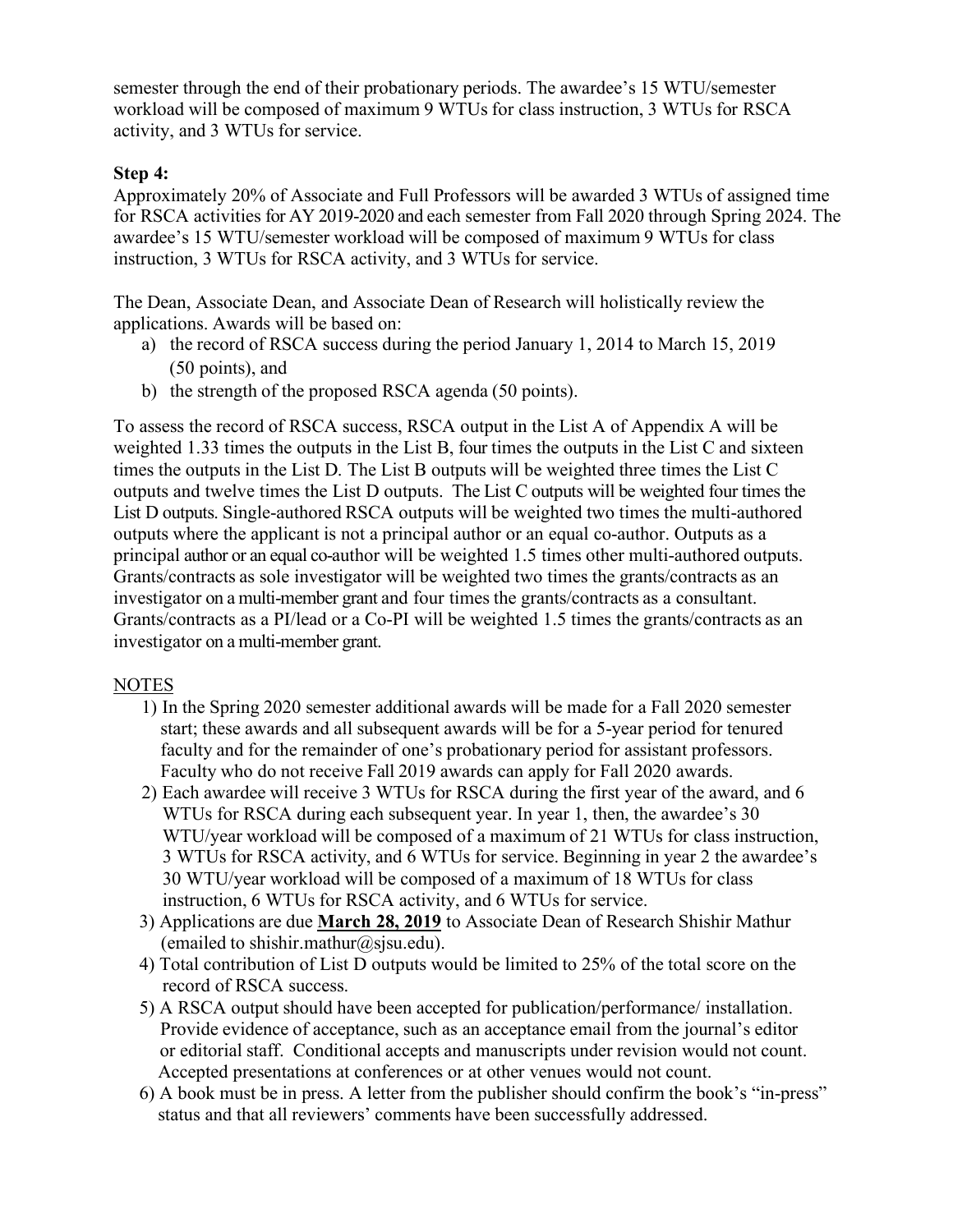semester through the end of their probationary periods. The awardee's 15 WTU/semester workload will be composed of maximum 9 WTUs for class instruction, 3 WTUs for RSCA activity, and 3 WTUs for service.

**Step 4:**

Approximately 20% of Associate and Full Professors will be awarded 3 WTUs of assigned time for RSCA activities for AY 2019-2020 and each semester from Fall 2020 through Spring 2024. The awardee's 15 WTU/semester workload will be composed of maximum 9 WTUs for class instruction, 3 WTUs for RSCA activity, and 3 WTUs for service.

The Dean, Associate Dean, and Associate Dean of Research will holistically review the applications. Awards will be based on:

a) the record of RSCA success during the period January 1, 2014 to March 15, 2019 (50 points), and
b) the strength of the proposed RSCA agenda (50 points).

To assess the record of RSCA success, RSCA output in the List A of Appendix A will be weighted 1.33 times the outputs in the List B, four times the outputs in the List C and sixteen times the outputs in the List D. The List B outputs will be weighted three times the List C outputs and twelve times the List D outputs. The List C outputs will be weighted four times the List D outputs. Single-authored RSCA outputs will be weighted two times the multi-authored outputs where the applicant is not a principal author or an equal co-author. Outputs as a principal author or an equal co-author will be weighted 1.5 times other multi-authored outputs. Grants/contracts as sole investigator will be weighted two times the grants/contracts as an investigator on a multi-member grant and four times the grants/contracts as a consultant. Grants/contracts as a PI/lead or a Co-PI will be weighted 1.5 times the grants/contracts as an investigator on a multi-member grant.

NOTES

1) In the Spring 2020 semester additional awards will be made for a Fall 2020 semester start; these awards and all subsequent awards will be for a 5-year period for tenured faculty and for the remainder of one's probationary period for assistant professors. Faculty who do not receive Fall 2019 awards can apply for Fall 2020 awards.
2) Each awardee will receive 3 WTUs for RSCA during the first year of the award, and 6 WTUs for RSCA during each subsequent year. In year 1, then, the awardee's 30 WTU/year workload will be composed of a maximum of 21 WTUs for class instruction, 3 WTUs for RSCA activity, and 6 WTUs for service. Beginning in year 2 the awardee's 30 WTU/year workload will be composed of a maximum of 18 WTUs for class instruction, 6 WTUs for RSCA activity, and 6 WTUs for service.
3) Applications are due **March 28, 2019** to Associate Dean of Research Shishir Mathur (emailed to shishir.mathur@sjsu.edu).
4) Total contribution of List D outputs would be limited to 25% of the total score on the record of RSCA success.
5) A RSCA output should have been accepted for publication/performance/ installation. Provide evidence of acceptance, such as an acceptance email from the journal's editor or editorial staff. Conditional accepts and manuscripts under revision would not count. Accepted presentations at conferences or at other venues would not count.
6) A book must be in press. A letter from the publisher should confirm the book's "in-press" status and that all reviewers' comments have been successfully addressed.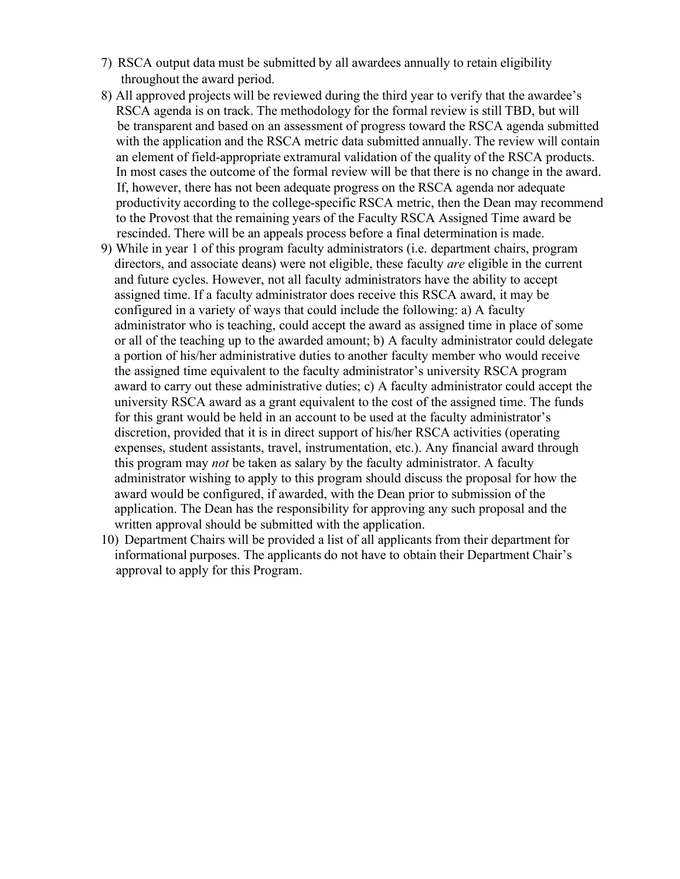7) RSCA output data must be submitted by all awardees annually to retain eligibility throughout the award period.
8) All approved projects will be reviewed during the third year to verify that the awardee's RSCA agenda is on track. The methodology for the formal review is still TBD, but will be transparent and based on an assessment of progress toward the RSCA agenda submitted with the application and the RSCA metric data submitted annually. The review will contain an element of field-appropriate extramural validation of the quality of the RSCA products. In most cases the outcome of the formal review will be that there is no change in the award. If, however, there has not been adequate progress on the RSCA agenda nor adequate productivity according to the college-specific RSCA metric, then the Dean may recommend to the Provost that the remaining years of the Faculty RSCA Assigned Time award be rescinded. There will be an appeals process before a final determination is made.
9) While in year 1 of this program faculty administrators (i.e. department chairs, program directors, and associate deans) were not eligible, these faculty *are* eligible in the current and future cycles. However, not all faculty administrators have the ability to accept assigned time. If a faculty administrator does receive this RSCA award, it may be configured in a variety of ways that could include the following: a) A faculty administrator who is teaching, could accept the award as assigned time in place of some or all of the teaching up to the awarded amount; b) A faculty administrator could delegate a portion of his/her administrative duties to another faculty member who would receive the assigned time equivalent to the faculty administrator's university RSCA program award to carry out these administrative duties; c) A faculty administrator could accept the university RSCA award as a grant equivalent to the cost of the assigned time. The funds for this grant would be held in an account to be used at the faculty administrator's discretion, provided that it is in direct support of his/her RSCA activities (operating expenses, student assistants, travel, instrumentation, etc.). Any financial award through this program may *not* be taken as salary by the faculty administrator. A faculty administrator wishing to apply to this program should discuss the proposal for how the award would be configured, if awarded, with the Dean prior to submission of the application. The Dean has the responsibility for approving any such proposal and the written approval should be submitted with the application.
10) Department Chairs will be provided a list of all applicants from their department for informational purposes. The applicants do not have to obtain their Department Chair's approval to apply for this Program.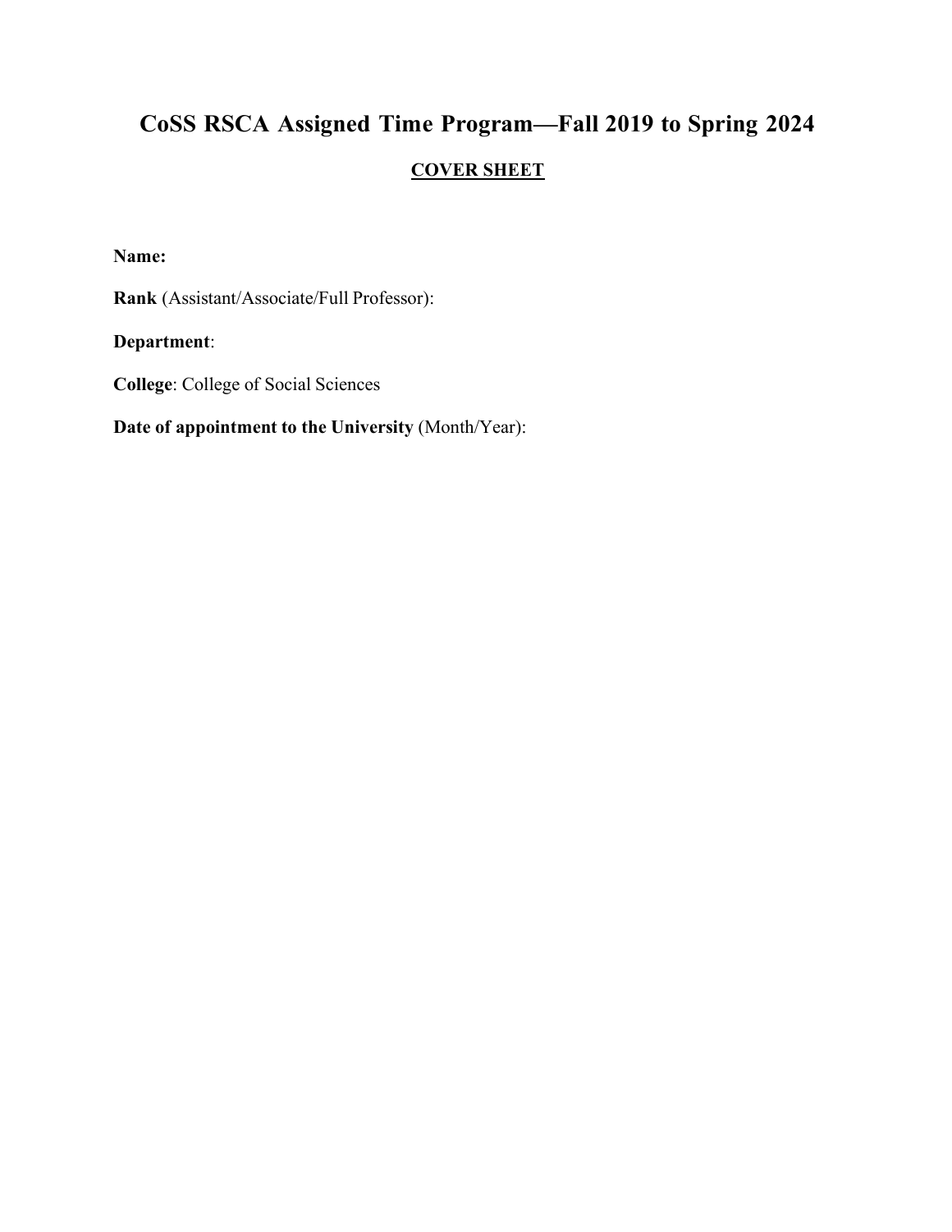# CoSS RSCA Assigned Time Program—Fall 2019 to Spring 2024

**COVER SHEET**

**Name:**

**Rank** (Assistant/Associate/Full Professor):

**Department**:

**College**: College of Social Sciences

**Date of appointment to the University** (Month/Year):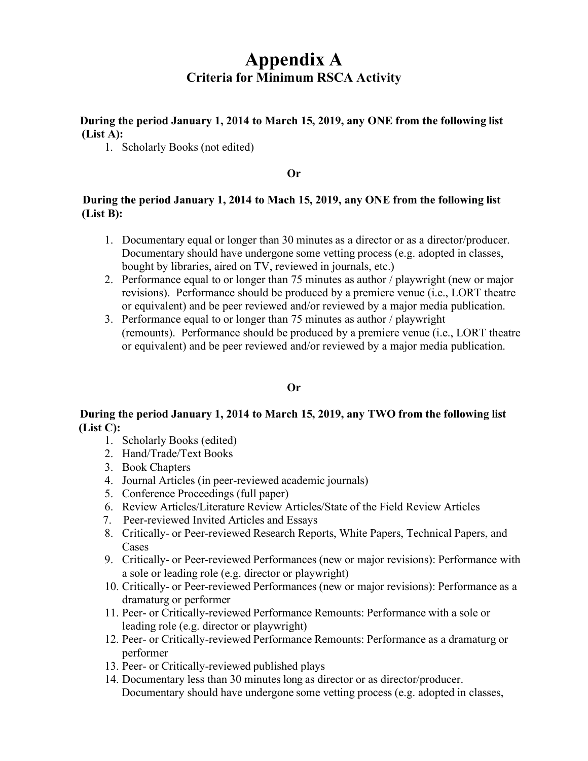# Appendix A
## Criteria for Minimum RSCA Activity

**During the period January 1, 2014 to March 15, 2019, any ONE from the following list (List A):**

1. Scholarly Books (not edited)

**Or**

**During the period January 1, 2014 to Mach 15, 2019, any ONE from the following list (List B):**

1. Documentary equal or longer than 30 minutes as a director or as a director/producer. Documentary should have undergone some vetting process (e.g. adopted in classes, bought by libraries, aired on TV, reviewed in journals, etc.)
2. Performance equal to or longer than 75 minutes as author / playwright (new or major revisions). Performance should be produced by a premiere venue (i.e., LORT theatre or equivalent) and be peer reviewed and/or reviewed by a major media publication.
3. Performance equal to or longer than 75 minutes as author / playwright (remounts). Performance should be produced by a premiere venue (i.e., LORT theatre or equivalent) and be peer reviewed and/or reviewed by a major media publication.

**Or**

**During the period January 1, 2014 to March 15, 2019, any TWO from the following list (List C):**

1. Scholarly Books (edited)
2. Hand/Trade/Text Books
3. Book Chapters
4. Journal Articles (in peer-reviewed academic journals)
5. Conference Proceedings (full paper)
6. Review Articles/Literature Review Articles/State of the Field Review Articles
7. Peer-reviewed Invited Articles and Essays
8. Critically- or Peer-reviewed Research Reports, White Papers, Technical Papers, and Cases
9. Critically- or Peer-reviewed Performances (new or major revisions): Performance with a sole or leading role (e.g. director or playwright)
10. Critically- or Peer-reviewed Performances (new or major revisions): Performance as a dramaturg or performer
11. Peer- or Critically-reviewed Performance Remounts: Performance with a sole or leading role (e.g. director or playwright)
12. Peer- or Critically-reviewed Performance Remounts: Performance as a dramaturg or performer
13. Peer- or Critically-reviewed published plays
14. Documentary less than 30 minutes long as director or as director/producer. Documentary should have undergone some vetting process (e.g. adopted in classes,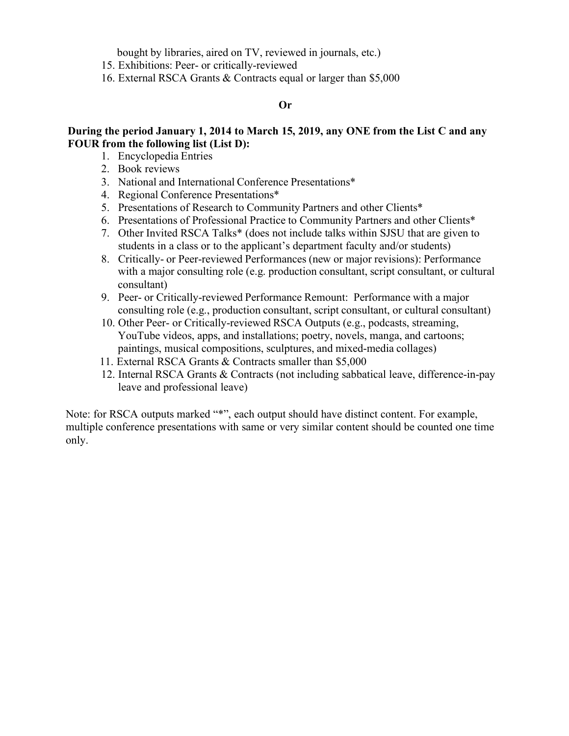bought by libraries, aired on TV, reviewed in journals, etc.)

15. Exhibitions: Peer- or critically-reviewed
16. External RSCA Grants & Contracts equal or larger than $5,000

**Or**

**During the period January 1, 2014 to March 15, 2019, any ONE from the List C and any FOUR from the following list (List D):**

1. Encyclopedia Entries
2. Book reviews
3. National and International Conference Presentations*
4. Regional Conference Presentations*
5. Presentations of Research to Community Partners and other Clients*
6. Presentations of Professional Practice to Community Partners and other Clients*
7. Other Invited RSCA Talks* (does not include talks within SJSU that are given to students in a class or to the applicant's department faculty and/or students)
8. Critically- or Peer-reviewed Performances (new or major revisions): Performance with a major consulting role (e.g. production consultant, script consultant, or cultural consultant)
9. Peer- or Critically-reviewed Performance Remount: Performance with a major consulting role (e.g., production consultant, script consultant, or cultural consultant)
10. Other Peer- or Critically-reviewed RSCA Outputs (e.g., podcasts, streaming, YouTube videos, apps, and installations; poetry, novels, manga, and cartoons; paintings, musical compositions, sculptures, and mixed-media collages)
11. External RSCA Grants & Contracts smaller than $5,000
12. Internal RSCA Grants & Contracts (not including sabbatical leave, difference-in-pay leave and professional leave)

Note: for RSCA outputs marked "*", each output should have distinct content. For example, multiple conference presentations with same or very similar content should be counted one time only.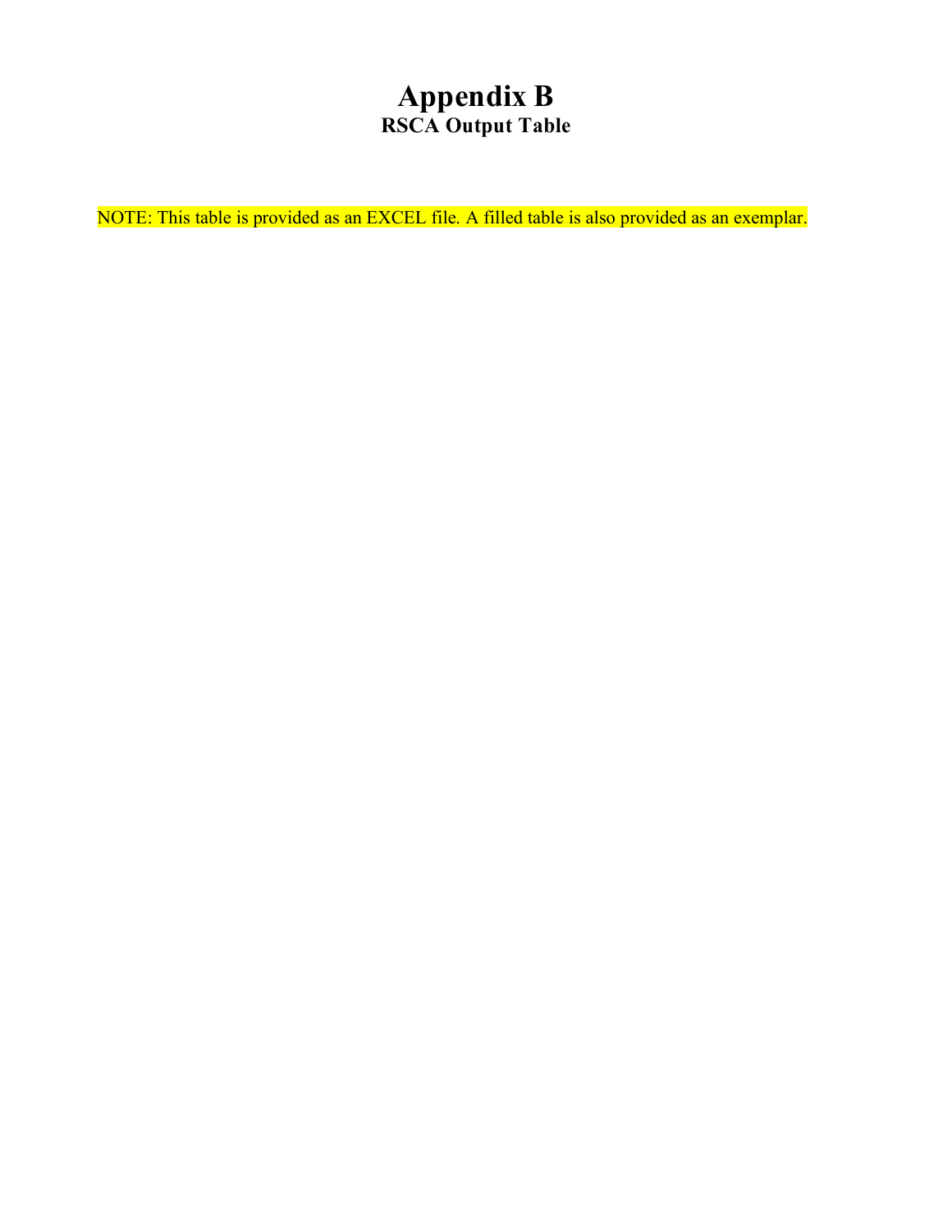# Appendix B

## RSCA Output Table

NOTE: This table is provided as an EXCEL file. A filled table is also provided as an exemplar.